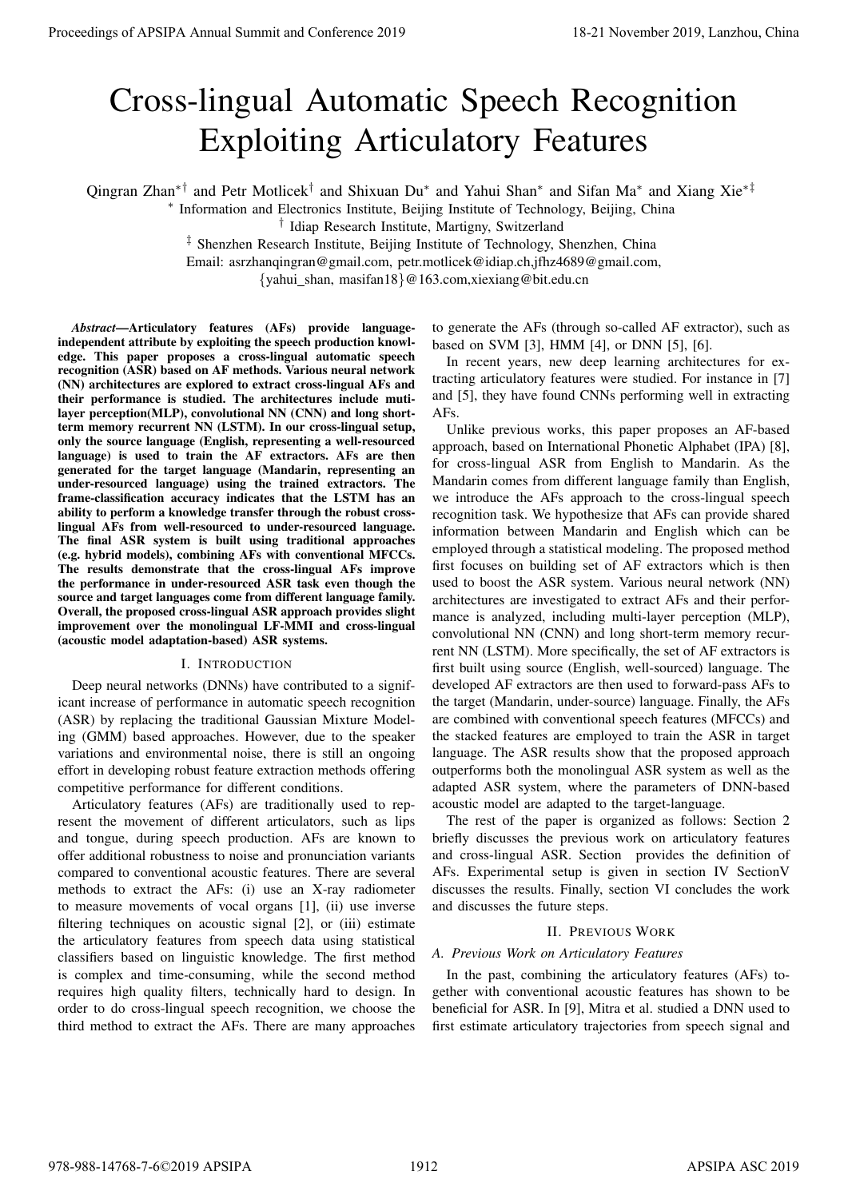# Cross-lingual Automatic Speech Recognition Exploiting Articulatory Features

Qingran Zhan[*†] and Petr Motlicek[†] and Shixuan Du[*] and Yahui Shan[*] and Sifan Ma[*] and Xiang Xie[*‡]

[*] Information and Electronics Institute, Beijing Institute of Technology, Beijing, China

[†] Idiap Research Institute, Martigny, Switzerland

[‡] Shenzhen Research Institute, Beijing Institute of Technology, Shenzhen, China

Email: asrzhanqingran@gmail.com, petr.motlicek@idiap.ch,jfhz4689@gmail.com, {yahui_shan, masifan18}@163.com,xiexiang@bit.edu.cn

***Abstract*—Articulatory features (AFs) provide language-independent attribute by exploiting the speech production knowledge. This paper proposes a cross-lingual automatic speech recognition (ASR) based on AF methods. Various neural network (NN) architectures are explored to extract cross-lingual AFs and their performance is studied. The architectures include muti-layer perception(MLP), convolutional NN (CNN) and long short-term memory recurrent NN (LSTM). In our cross-lingual setup, only the source language (English, representing a well-resourced language) is used to train the AF extractors. AFs are then generated for the target language (Mandarin, representing an under-resourced language) using the trained extractors. The frame-classification accuracy indicates that the LSTM has an ability to perform a knowledge transfer through the robust cross-lingual AFs from well-resourced to under-resourced language. The final ASR system is built using traditional approaches (e.g. hybrid models), combining AFs with conventional MFCCs. The results demonstrate that the cross-lingual AFs improve the performance in under-resourced ASR task even though the source and target languages come from different language family. Overall, the proposed cross-lingual ASR approach provides slight improvement over the monolingual LF-MMI and cross-lingual (acoustic model adaptation-based) ASR systems.**

## I. Introduction

Deep neural networks (DNNs) have contributed to a significant increase of performance in automatic speech recognition (ASR) by replacing the traditional Gaussian Mixture Modeling (GMM) based approaches. However, due to the speaker variations and environmental noise, there is still an ongoing effort in developing robust feature extraction methods offering competitive performance for different conditions.

Articulatory features (AFs) are traditionally used to represent the movement of different articulators, such as lips and tongue, during speech production. AFs are known to offer additional robustness to noise and pronunciation variants compared to conventional acoustic features. There are several methods to extract the AFs: (i) use an X-ray radiometer to measure movements of vocal organs [1], (ii) use inverse filtering techniques on acoustic signal [2], or (iii) estimate the articulatory features from speech data using statistical classifiers based on linguistic knowledge. The first method is complex and time-consuming, while the second method requires high quality filters, technically hard to design. In order to do cross-lingual speech recognition, we choose the third method to extract the AFs. There are many approaches to generate the AFs (through so-called AF extractor), such as based on SVM [3], HMM [4], or DNN [5], [6].

In recent years, new deep learning architectures for extracting articulatory features were studied. For instance in [7] and [5], they have found CNNs performing well in extracting AFs.

Unlike previous works, this paper proposes an AF-based approach, based on International Phonetic Alphabet (IPA) [8], for cross-lingual ASR from English to Mandarin. As the Mandarin comes from different language family than English, we introduce the AFs approach to the cross-lingual speech recognition task. We hypothesize that AFs can provide shared information between Mandarin and English which can be employed through a statistical modeling. The proposed method first focuses on building set of AF extractors which is then used to boost the ASR system. Various neural network (NN) architectures are investigated to extract AFs and their performance is analyzed, including multi-layer perception (MLP), convolutional NN (CNN) and long short-term memory recurrent NN (LSTM). More specifically, the set of AF extractors is first built using source (English, well-sourced) language. The developed AF extractors are then used to forward-pass AFs to the target (Mandarin, under-source) language. Finally, the AFs are combined with conventional speech features (MFCCs) and the stacked features are employed to train the ASR in target language. The ASR results show that the proposed approach outperforms both the monolingual ASR system as well as the adapted ASR system, where the parameters of DNN-based acoustic model are adapted to the target-language.

The rest of the paper is organized as follows: Section 2 briefly discusses the previous work on articulatory features and cross-lingual ASR. Section provides the definition of AFs. Experimental setup is given in section IV SectionV discusses the results. Finally, section VI concludes the work and discusses the future steps.

## II. Previous Work

### A. Previous Work on Articulatory Features

In the past, combining the articulatory features (AFs) together with conventional acoustic features has shown to be beneficial for ASR. In [9], Mitra et al. studied a DNN used to first estimate articulatory trajectories from speech signal and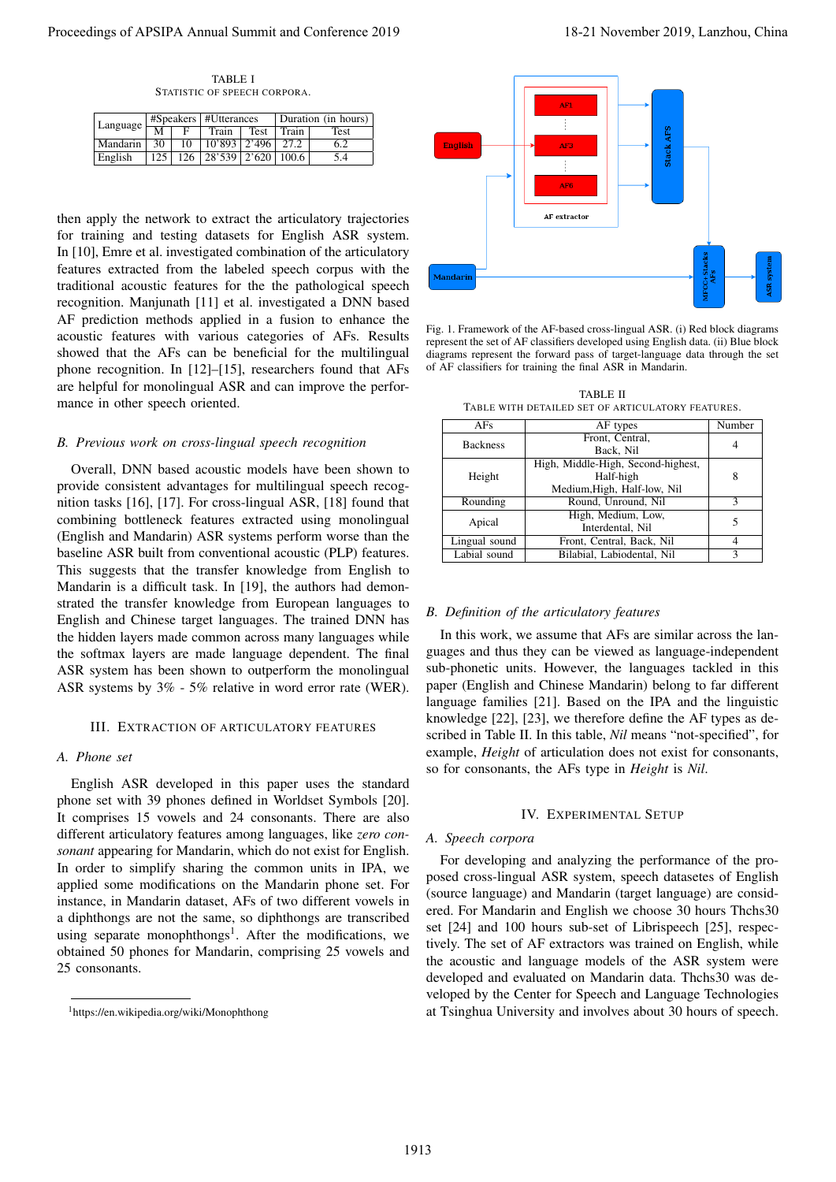TABLE I
STATISTIC OF SPEECH CORPORA.

| Language | #Speakers | | #Utterances | | Duration (in hours) | |
|---|---|---|---|---|---|---|
| | M | F | Train | Test | Train | Test |
| Mandarin | 30 | 10 | 10'893 | 2'496 | 27.2 | 6.2 |
| English | 125 | 126 | 28'539 | 2'620 | 100.6 | 5.4 |

then apply the network to extract the articulatory trajectories for training and testing datasets for English ASR system. In [10], Emre et al. investigated combination of the articulatory features extracted from the labeled speech corpus with the traditional acoustic features for the the pathological speech recognition. Manjunath [11] et al. investigated a DNN based AF prediction methods applied in a fusion to enhance the acoustic features with various categories of AFs. Results showed that the AFs can be beneficial for the multilingual phone recognition. In [12]–[15], researchers found that AFs are helpful for monolingual ASR and can improve the performance in other speech oriented.

### B. Previous work on cross-lingual speech recognition

Overall, DNN based acoustic models have been shown to provide consistent advantages for multilingual speech recognition tasks [16], [17]. For cross-lingual ASR, [18] found that combining bottleneck features extracted using monolingual (English and Mandarin) ASR systems perform worse than the baseline ASR built from conventional acoustic (PLP) features. This suggests that the transfer knowledge from English to Mandarin is a difficult task. In [19], the authors had demonstrated the transfer knowledge from European languages to English and Chinese target languages. The trained DNN has the hidden layers made common across many languages while the softmax layers are made language dependent. The final ASR system has been shown to outperform the monolingual ASR systems by 3% - 5% relative in word error rate (WER).

## III. Extraction of Articulatory Features

### A. Phone set

English ASR developed in this paper uses the standard phone set with 39 phones defined in Worldset Symbols [20]. It comprises 15 vowels and 24 consonants. There are also different articulatory features among languages, like *zero consonant* appearing for Mandarin, which do not exist for English. In order to simplify sharing the common units in IPA, we applied some modifications on the Mandarin phone set. For instance, in Mandarin dataset, AFs of two different vowels in a diphthongs are not the same, so diphthongs are transcribed using separate monophthongs[1]. After the modifications, we obtained 50 phones for Mandarin, comprising 25 vowels and 25 consonants.

[1]https://en.wikipedia.org/wiki/Monophthong

Fig. 1. Framework of the AF-based cross-lingual ASR. (i) Red block diagrams represent the set of AF classifiers developed using English data. (ii) Blue block diagrams represent the forward pass of target-language data through the set of AF classifiers for training the final ASR in Mandarin.

TABLE II
TABLE WITH DETAILED SET OF ARTICULATORY FEATURES.

| AFs | AF types | Number |
|---|---|---|
| Backness | Front, Central, Back, Nil | 4 |
| Height | High, Middle-High, Second-highest, Half-high Medium,High, Half-low, Nil | 8 |
| Rounding | Round, Unround, Nil | 3 |
| Apical | High, Medium, Low, Interdental, Nil | 5 |
| Lingual sound | Front, Central, Back, Nil | 4 |
| Labial sound | Bilabial, Labiodental, Nil | 3 |

### B. Definition of the articulatory features

In this work, we assume that AFs are similar across the languages and thus they can be viewed as language-independent sub-phonetic units. However, the languages tackled in this paper (English and Chinese Mandarin) belong to far different language families [21]. Based on the IPA and the linguistic knowledge [22], [23], we therefore define the AF types as described in Table II. In this table, *Nil* means "not-specified", for example, *Height* of articulation does not exist for consonants, so for consonants, the AFs type in *Height* is *Nil*.

## IV. Experimental Setup

### A. Speech corpora

For developing and analyzing the performance of the proposed cross-lingual ASR system, speech datasetes of English (source language) and Mandarin (target language) are considered. For Mandarin and English we choose 30 hours Thchs30 set [24] and 100 hours sub-set of Librispeech [25], respectively. The set of AF extractors was trained on English, while the acoustic and language models of the ASR system were developed and evaluated on Mandarin data. Thchs30 was developed by the Center for Speech and Language Technologies at Tsinghua University and involves about 30 hours of speech.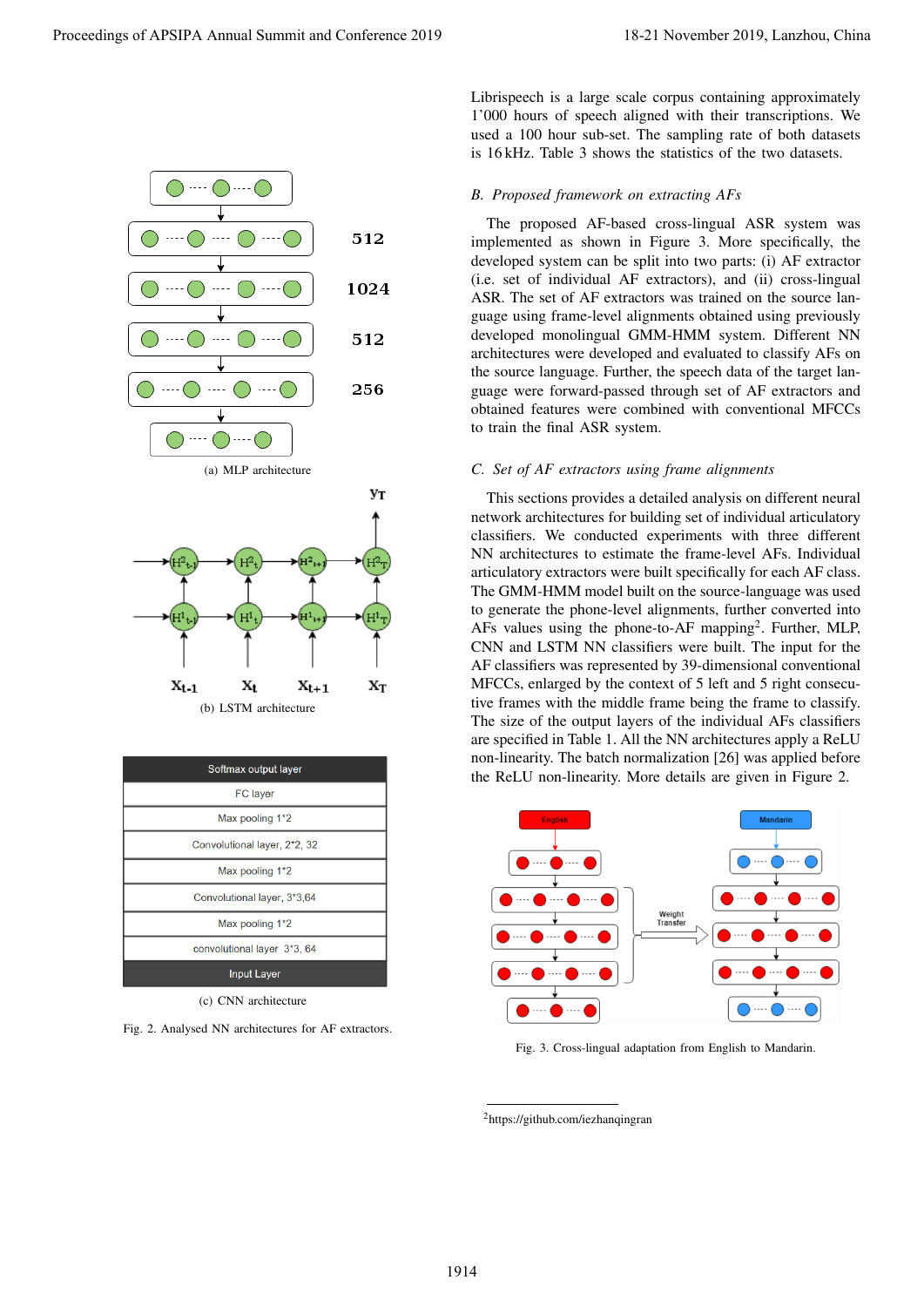(a) MLP architecture

(b) LSTM architecture

(c) CNN architecture

Fig. 2. Analysed NN architectures for AF extractors.

Librispeech is a large scale corpus containing approximately 1'000 hours of speech aligned with their transcriptions. We used a 100 hour sub-set. The sampling rate of both datasets is 16 kHz. Table 3 shows the statistics of the two datasets.

### B. Proposed framework on extracting AFs

The proposed AF-based cross-lingual ASR system was implemented as shown in Figure 3. More specifically, the developed system can be split into two parts: (i) AF extractor (i.e. set of individual AF extractors), and (ii) cross-lingual ASR. The set of AF extractors was trained on the source language using frame-level alignments obtained using previously developed monolingual GMM-HMM system. Different NN architectures were developed and evaluated to classify AFs on the source language. Further, the speech data of the target language were forward-passed through set of AF extractors and obtained features were combined with conventional MFCCs to train the final ASR system.

### C. Set of AF extractors using frame alignments

This sections provides a detailed analysis on different neural network architectures for building set of individual articulatory classifiers. We conducted experiments with three different NN architectures to estimate the frame-level AFs. Individual articulatory extractors were built specifically for each AF class. The GMM-HMM model built on the source-language was used to generate the phone-level alignments, further converted into AFs values using the phone-to-AF mapping[2]. Further, MLP, CNN and LSTM NN classifiers were built. The input for the AF classifiers was represented by 39-dimensional conventional MFCCs, enlarged by the context of 5 left and 5 right consecutive frames with the middle frame being the frame to classify. The size of the output layers of the individual AFs classifiers are specified in Table 1. All the NN architectures apply a ReLU non-linearity. The batch normalization [26] was applied before the ReLU non-linearity. More details are given in Figure 2.

Fig. 3. Cross-lingual adaptation from English to Mandarin.

[2] https://github.com/iezhanqingran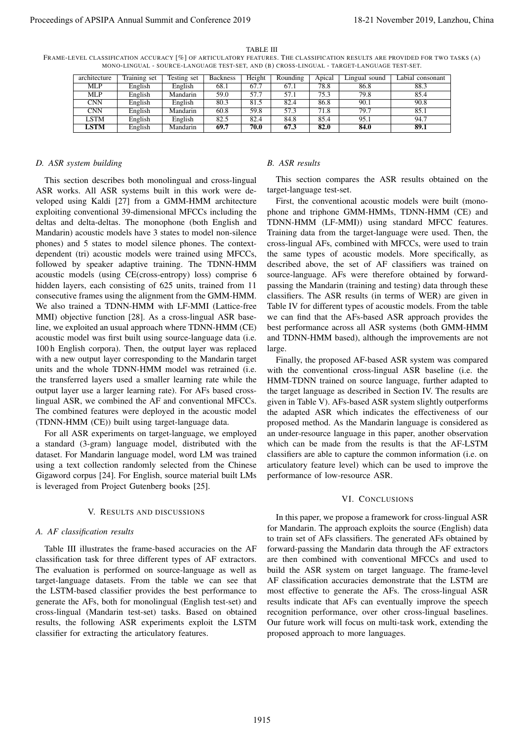TABLE III

FRAME-LEVEL CLASSIFICATION ACCURACY [%] OF ARTICULATORY FEATURES. THE CLASSIFICATION RESULTS ARE PROVIDED FOR TWO TASKS (A) MONO-LINGUAL - SOURCE-LANGUAGE TEST-SET, AND (B) CROSS-LINGUAL - TARGET-LANGUAGE TEST-SET.

| architecture | Training set | Testing set | Backness | Height | Rounding | Apical | Lingual sound | Labial consonant |
|---|---|---|---|---|---|---|---|---|
| MLP | English | English | 68.1 | 67.7 | 67.1 | 78.8 | 86.8 | 88.3 |
| MLP | English | Mandarin | 59.0 | 57.7 | 57.1 | 75.3 | 79.8 | 85.4 |
| CNN | English | English | 80.3 | 81.5 | 82.4 | 86.8 | 90.1 | 90.8 |
| CNN | English | Mandarin | 60.8 | 59.8 | 57.3 | 71.8 | 79.7 | 85.1 |
| LSTM | English | English | 82.5 | 82.4 | 84.8 | 85.4 | 95.1 | 94.7 |
| **LSTM** | English | Mandarin | **69.7** | **70.0** | **67.3** | **82.0** | **84.0** | **89.1** |

### D. ASR system building

This section describes both monolingual and cross-lingual ASR works. All ASR systems built in this work were developed using Kaldi [27] from a GMM-HMM architecture exploiting conventional 39-dimensional MFCCs including the deltas and delta-deltas. The monophone (both English and Mandarin) acoustic models have 3 states to model non-silence phones) and 5 states to model silence phones. The context-dependent (tri) acoustic models were trained using MFCCs, followed by speaker adaptive training. The TDNN-HMM acoustic models (using CE(cross-entropy) loss) comprise 6 hidden layers, each consisting of 625 units, trained from 11 consecutive frames using the alignment from the GMM-HMM. We also trained a TDNN-HMM with LF-MMI (Lattice-free MMI) objective function [28]. As a cross-lingual ASR baseline, we exploited an usual approach where TDNN-HMM (CE) acoustic model was first built using source-language data (i.e. 100 h English corpora). Then, the output layer was replaced with a new output layer corresponding to the Mandarin target units and the whole TDNN-HMM model was retrained (i.e. the transferred layers used a smaller learning rate while the output layer use a larger learning rate). For AFs based cross-lingual ASR, we combined the AF and conventional MFCCs. The combined features were deployed in the acoustic model (TDNN-HMM (CE)) built using target-language data.

For all ASR experiments on target-language, we employed a standard (3-gram) language model, distributed with the dataset. For Mandarin language model, word LM was trained using a text collection randomly selected from the Chinese Gigaword corpus [24]. For English, source material built LMs is leveraged from Project Gutenberg books [25].

## V. RESULTS AND DISCUSSIONS

### A. AF classification results

Table III illustrates the frame-based accuracies on the AF classification task for three different types of AF extractors. The evaluation is performed on source-language as well as target-language datasets. From the table we can see that the LSTM-based classifier provides the best performance to generate the AFs, both for monolingual (English test-set) and cross-lingual (Mandarin test-set) tasks. Based on obtained results, the following ASR experiments exploit the LSTM classifier for extracting the articulatory features.

### B. ASR results

This section compares the ASR results obtained on the target-language test-set.

First, the conventional acoustic models were built (monophone and triphone GMM-HMMs, TDNN-HMM (CE) and TDNN-HMM (LF-MMI)) using standard MFCC features. Training data from the target-language were used. Then, the cross-lingual AFs, combined with MFCCs, were used to train the same types of acoustic models. More specifically, as described above, the set of AF classifiers was trained on source-language. AFs were therefore obtained by forward-passing the Mandarin (training and testing) data through these classifiers. The ASR results (in terms of WER) are given in Table IV for different types of acoustic models. From the table we can find that the AFs-based ASR approach provides the best performance across all ASR systems (both GMM-HMM and TDNN-HMM based), although the improvements are not large.

Finally, the proposed AF-based ASR system was compared with the conventional cross-lingual ASR baseline (i.e. the HMM-TDNN trained on source language, further adapted to the target language as described in Section IV. The results are given in Table V). AFs-based ASR system slightly outperforms the adapted ASR which indicates the effectiveness of our proposed method. As the Mandarin language is considered as an under-resource language in this paper, another observation which can be made from the results is that the AF-LSTM classifiers are able to capture the common information (i.e. on articulatory feature level) which can be used to improve the performance of low-resource ASR.

## VI. CONCLUSIONS

In this paper, we propose a framework for cross-lingual ASR for Mandarin. The approach exploits the source (English) data to train set of AFs classifiers. The generated AFs obtained by forward-passing the Mandarin data through the AF extractors are then combined with conventional MFCCs and used to build the ASR system on target language. The frame-level AF classification accuracies demonstrate that the LSTM are most effective to generate the AFs. The cross-lingual ASR results indicate that AFs can eventually improve the speech recognition performance, over other cross-lingual baselines. Our future work will focus on multi-task work, extending the proposed approach to more languages.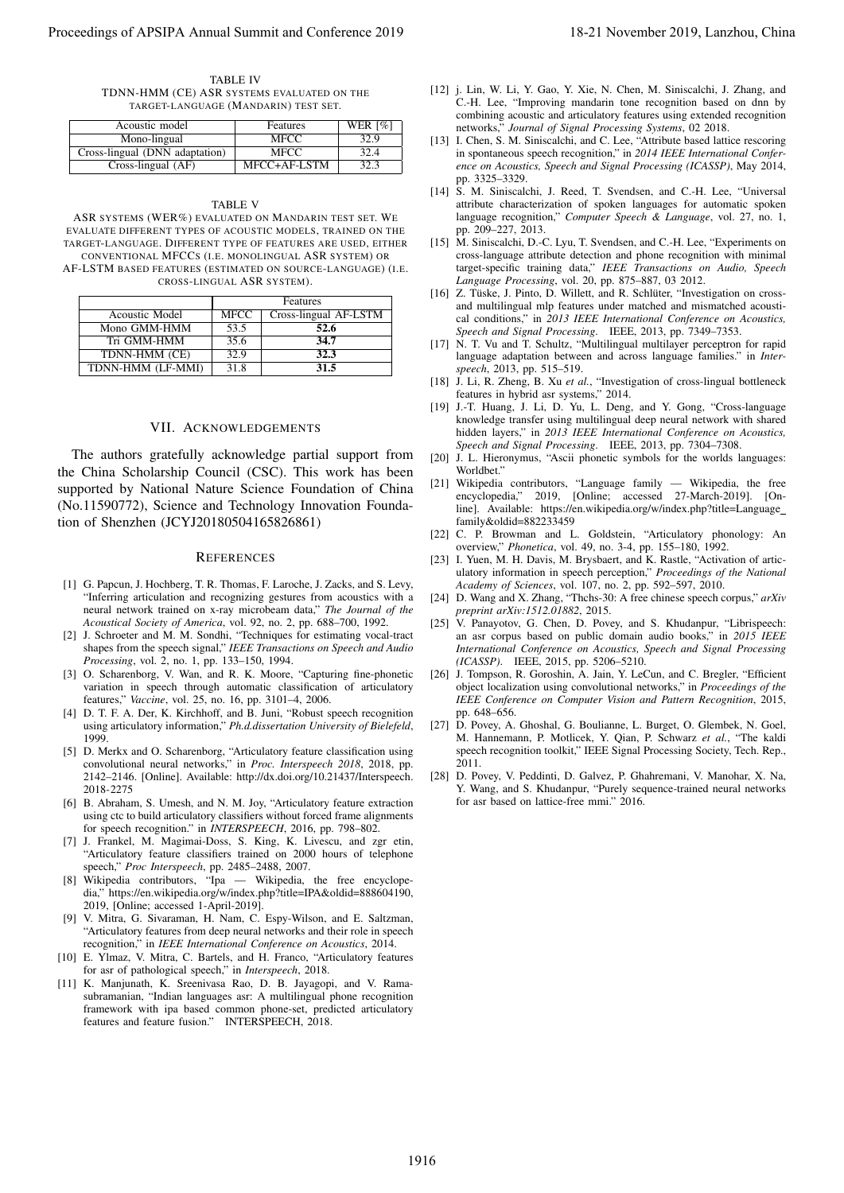TABLE IV
TDNN-HMM (CE) ASR SYSTEMS EVALUATED ON THE TARGET-LANGUAGE (MANDARIN) TEST SET.

| Acoustic model | Features | WER [%] |
|---|---|---|
| Mono-lingual | MFCC | 32.9 |
| Cross-lingual (DNN adaptation) | MFCC | 32.4 |
| Cross-lingual (AF) | MFCC+AF-LSTM | 32.3 |

TABLE V
ASR SYSTEMS (WER%) EVALUATED ON MANDARIN TEST SET. WE EVALUATE DIFFERENT TYPES OF ACOUSTIC MODELS, TRAINED ON THE TARGET-LANGUAGE. DIFFERENT TYPE OF FEATURES ARE USED, EITHER CONVENTIONAL MFCCS (I.E. MONOLINGUAL ASR SYSTEM) OR AF-LSTM BASED FEATURES (ESTIMATED ON SOURCE-LANGUAGE) (I.E. CROSS-LINGUAL ASR SYSTEM).

| | Features | |
|---|---|---|
| Acoustic Model | MFCC | Cross-lingual AF-LSTM |
| Mono GMM-HMM | 53.5 | **52.6** |
| Tri GMM-HMM | 35.6 | **34.7** |
| TDNN-HMM (CE) | 32.9 | **32.3** |
| TDNN-HMM (LF-MMI) | 31.8 | **31.5** |

## VII. Acknowledgements

The authors gratefully acknowledge partial support from the China Scholarship Council (CSC). This work has been supported by National Nature Science Foundation of China (No.11590772), Science and Technology Innovation Foundation of Shenzhen (JCYJ20180504165826861)

## References

[1] G. Papcun, J. Hochberg, T. R. Thomas, F. Laroche, J. Zacks, and S. Levy, "Inferring articulation and recognizing gestures from acoustics with a neural network trained on x-ray microbeam data," *The Journal of the Acoustical Society of America*, vol. 92, no. 2, pp. 688–700, 1992.

[2] J. Schroeter and M. M. Sondhi, "Techniques for estimating vocal-tract shapes from the speech signal," *IEEE Transactions on Speech and Audio Processing*, vol. 2, no. 1, pp. 133–150, 1994.

[3] O. Scharenborg, V. Wan, and R. K. Moore, "Capturing fine-phonetic variation in speech through automatic classification of articulatory features," *Vaccine*, vol. 25, no. 16, pp. 3101–4, 2006.

[4] D. T. F. A. Der, K. Kirchhoff, and B. Juni, "Robust speech recognition using articulatory information," *Ph.d.dissertation University of Bielefeld*, 1999.

[5] D. Merkx and O. Scharenborg, "Articulatory feature classification using convolutional neural networks," in *Proc. Interspeech 2018*, 2018, pp. 2142–2146. [Online]. Available: http://dx.doi.org/10.21437/Interspeech.2018-2275

[6] B. Abraham, S. Umesh, and N. M. Joy, "Articulatory feature extraction using ctc to build articulatory classifiers without forced frame alignments for speech recognition." in *INTERSPEECH*, 2016, pp. 798–802.

[7] J. Frankel, M. Magimai-Doss, S. King, K. Livescu, and zgr etin, "Articulatory feature classifiers trained on 2000 hours of telephone speech," *Proc Interspeech*, pp. 2485–2488, 2007.

[8] Wikipedia contributors, "Ipa — Wikipedia, the free encyclopedia," https://en.wikipedia.org/w/index.php?title=IPA&oldid=888604190, 2019, [Online; accessed 1-April-2019].

[9] V. Mitra, G. Sivaraman, H. Nam, C. Espy-Wilson, and E. Saltzman, "Articulatory features from deep neural networks and their role in speech recognition," in *IEEE International Conference on Acoustics*, 2014.

[10] E. Ylmaz, V. Mitra, C. Bartels, and H. Franco, "Articulatory features for asr of pathological speech," in *Interspeech*, 2018.

[11] K. Manjunath, K. Sreenivasa Rao, D. B. Jayagopi, and V. Ramasubramanian, "Indian languages asr: A multilingual phone recognition framework with ipa based common phone-set, predicted articulatory features and feature fusion." INTERSPEECH, 2018.

[12] j. Lin, W. Li, Y. Gao, Y. Xie, N. Chen, M. Siniscalchi, J. Zhang, and C.-H. Lee, "Improving mandarin tone recognition based on dnn by combining acoustic and articulatory features using extended recognition networks," *Journal of Signal Processing Systems*, 02 2018.

[13] I. Chen, S. M. Siniscalchi, and C. Lee, "Attribute based lattice rescoring in spontaneous speech recognition," in *2014 IEEE International Conference on Acoustics, Speech and Signal Processing (ICASSP)*, May 2014, pp. 3325–3329.

[14] S. M. Siniscalchi, J. Reed, T. Svendsen, and C.-H. Lee, "Universal attribute characterization of spoken languages for automatic spoken language recognition," *Computer Speech & Language*, vol. 27, no. 1, pp. 209–227, 2013.

[15] M. Siniscalchi, D.-C. Lyu, T. Svendsen, and C.-H. Lee, "Experiments on cross-language attribute detection and phone recognition with minimal target-specific training data," *IEEE Transactions on Audio, Speech Language Processing*, vol. 20, pp. 875–887, 03 2012.

[16] Z. Tüske, J. Pinto, D. Willett, and R. Schlüter, "Investigation on cross-and multilingual mlp features under matched and mismatched acoustical conditions," in *2013 IEEE International Conference on Acoustics, Speech and Signal Processing*. IEEE, 2013, pp. 7349–7353.

[17] N. T. Vu and T. Schultz, "Multilingual multilayer perceptron for rapid language adaptation between and across language families." in *Interspeech*, 2013, pp. 515–519.

[18] J. Li, R. Zheng, B. Xu *et al.*, "Investigation of cross-lingual bottleneck features in hybrid asr systems," 2014.

[19] J.-T. Huang, J. Li, D. Yu, L. Deng, and Y. Gong, "Cross-language knowledge transfer using multilingual deep neural network with shared hidden layers," in *2013 IEEE International Conference on Acoustics, Speech and Signal Processing*. IEEE, 2013, pp. 7304–7308.

[20] J. L. Hieronymus, "Ascii phonetic symbols for the worlds languages: Worldbet."

[21] Wikipedia contributors, "Language family — Wikipedia, the free encyclopedia," 2019, [Online; accessed 27-March-2019]. [Online]. Available: https://en.wikipedia.org/w/index.php?title=Language_family&oldid=882233459

[22] C. P. Browman and L. Goldstein, "Articulatory phonology: An overview," *Phonetica*, vol. 49, no. 3-4, pp. 155–180, 1992.

[23] I. Yuen, M. H. Davis, M. Brysbaert, and K. Rastle, "Activation of articulatory information in speech perception," *Proceedings of the National Academy of Sciences*, vol. 107, no. 2, pp. 592–597, 2010.

[24] D. Wang and X. Zhang, "Thchs-30: A free chinese speech corpus," *arXiv preprint arXiv:1512.01882*, 2015.

[25] V. Panayotov, G. Chen, D. Povey, and S. Khudanpur, "Librispeech: an asr corpus based on public domain audio books," in *2015 IEEE International Conference on Acoustics, Speech and Signal Processing (ICASSP)*. IEEE, 2015, pp. 5206–5210.

[26] J. Tompson, R. Goroshin, A. Jain, Y. LeCun, and C. Bregler, "Efficient object localization using convolutional networks," in *Proceedings of the IEEE Conference on Computer Vision and Pattern Recognition*, 2015, pp. 648–656.

[27] D. Povey, A. Ghoshal, G. Boulianne, L. Burget, O. Glembek, N. Goel, M. Hannemann, P. Motlicek, Y. Qian, P. Schwarz *et al.*, "The kaldi speech recognition toolkit," IEEE Signal Processing Society, Tech. Rep., 2011.

[28] D. Povey, V. Peddinti, D. Galvez, P. Ghahremani, V. Manohar, X. Na, Y. Wang, and S. Khudanpur, "Purely sequence-trained neural networks for asr based on lattice-free mmi." 2016.